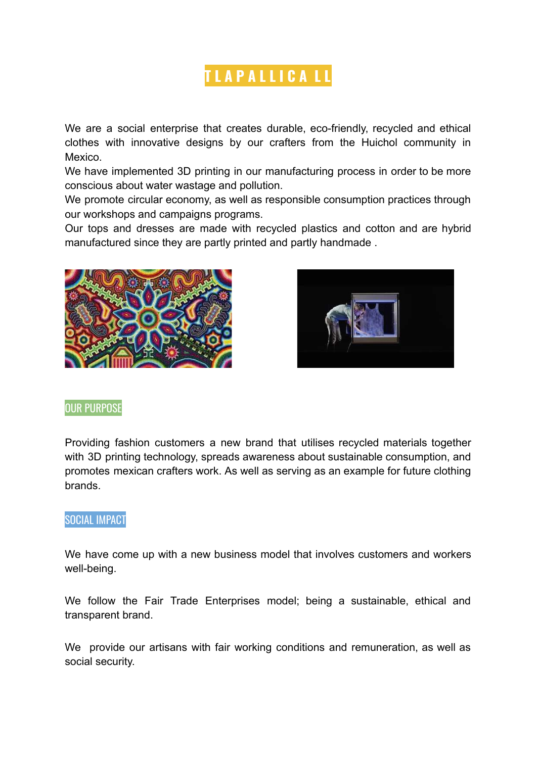# TLAPALLICA LL

We are a social enterprise that creates durable, eco-friendly, recycled and ethical clothes with innovative designs by our crafters from the Huichol community in Mexico.
We have implemented 3D printing in our manufacturing process in order to be more conscious about water wastage and pollution.
We promote circular economy, as well as responsible consumption practices through our workshops and campaigns programs.
Our tops and dresses are made with recycled plastics and cotton and are hybrid manufactured since they are partly printed and partly handmade .

## OUR PURPOSE

Providing fashion customers a new brand that utilises recycled materials together with 3D printing technology, spreads awareness about sustainable consumption, and promotes mexican crafters work. As well as serving as an example for future clothing brands.

## SOCIAL IMPACT

We have come up with a new business model that involves customers and workers well-being.

We follow the Fair Trade Enterprises model; being a sustainable, ethical and transparent brand.

We provide our artisans with fair working conditions and remuneration, as well as social security.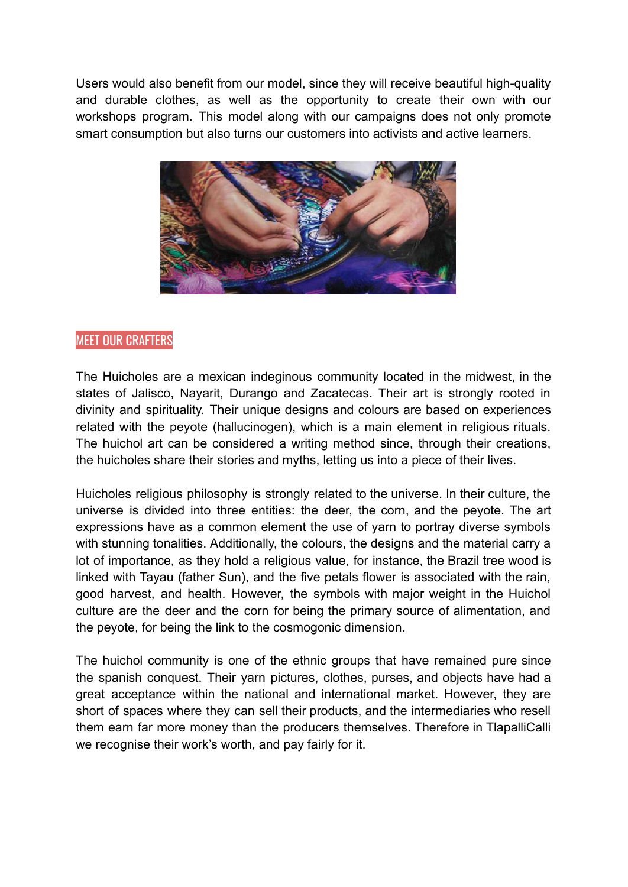Users would also benefit from our model, since they will receive beautiful high-quality and durable clothes, as well as the opportunity to create their own with our workshops program. This model along with our campaigns does not only promote smart consumption but also turns our customers into activists and active learners.

## MEET OUR CRAFTERS

The Huicholes are a mexican indeginous community located in the midwest, in the states of Jalisco, Nayarit, Durango and Zacatecas. Their art is strongly rooted in divinity and spirituality. Their unique designs and colours are based on experiences related with the peyote (hallucinogen), which is a main element in religious rituals. The huichol art can be considered a writing method since, through their creations, the huicholes share their stories and myths, letting us into a piece of their lives.

Huicholes religious philosophy is strongly related to the universe. In their culture, the universe is divided into three entities: the deer, the corn, and the peyote. The art expressions have as a common element the use of yarn to portray diverse symbols with stunning tonalities. Additionally, the colours, the designs and the material carry a lot of importance, as they hold a religious value, for instance, the Brazil tree wood is linked with Tayau (father Sun), and the five petals flower is associated with the rain, good harvest, and health. However, the symbols with major weight in the Huichol culture are the deer and the corn for being the primary source of alimentation, and the peyote, for being the link to the cosmogonic dimension.

The huichol community is one of the ethnic groups that have remained pure since the spanish conquest. Their yarn pictures, clothes, purses, and objects have had a great acceptance within the national and international market. However, they are short of spaces where they can sell their products, and the intermediaries who resell them earn far more money than the producers themselves. Therefore in TlapalliCalli we recognise their work's worth, and pay fairly for it.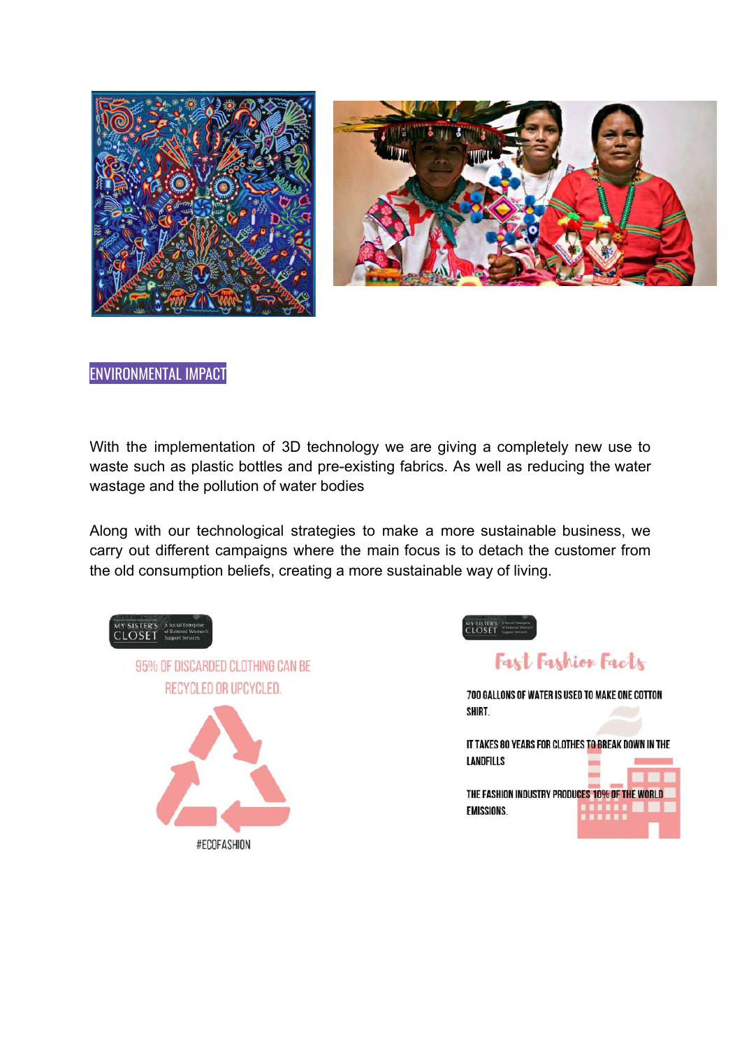## ENVIRONMENTAL IMPACT

With the implementation of 3D technology we are giving a completely new use to waste such as plastic bottles and pre-existing fabrics. As well as reducing the water wastage and the pollution of water bodies

Along with our technological strategies to make a more sustainable business, we carry out different campaigns where the main focus is to detach the customer from the old consumption beliefs, creating a more sustainable way of living.

MY SISTER'S CLOSET — A Social Enterprise of Battered Women's Support Services

95% OF DISCARDED CLOTHING CAN BE RECYCLED OR UPCYCLED.

#ECOFASHION

MY SISTER'S CLOSET — A Social Enterprise of Battered Women's Support Services

Fast Fashion Facts

700 GALLONS OF WATER IS USED TO MAKE ONE COTTON SHIRT.

IT TAKES 80 YEARS FOR CLOTHES TO BREAK DOWN IN THE LANDFILLS

THE FASHION INDUSTRY PRODUCES 10% OF THE WORLD EMISSIONS.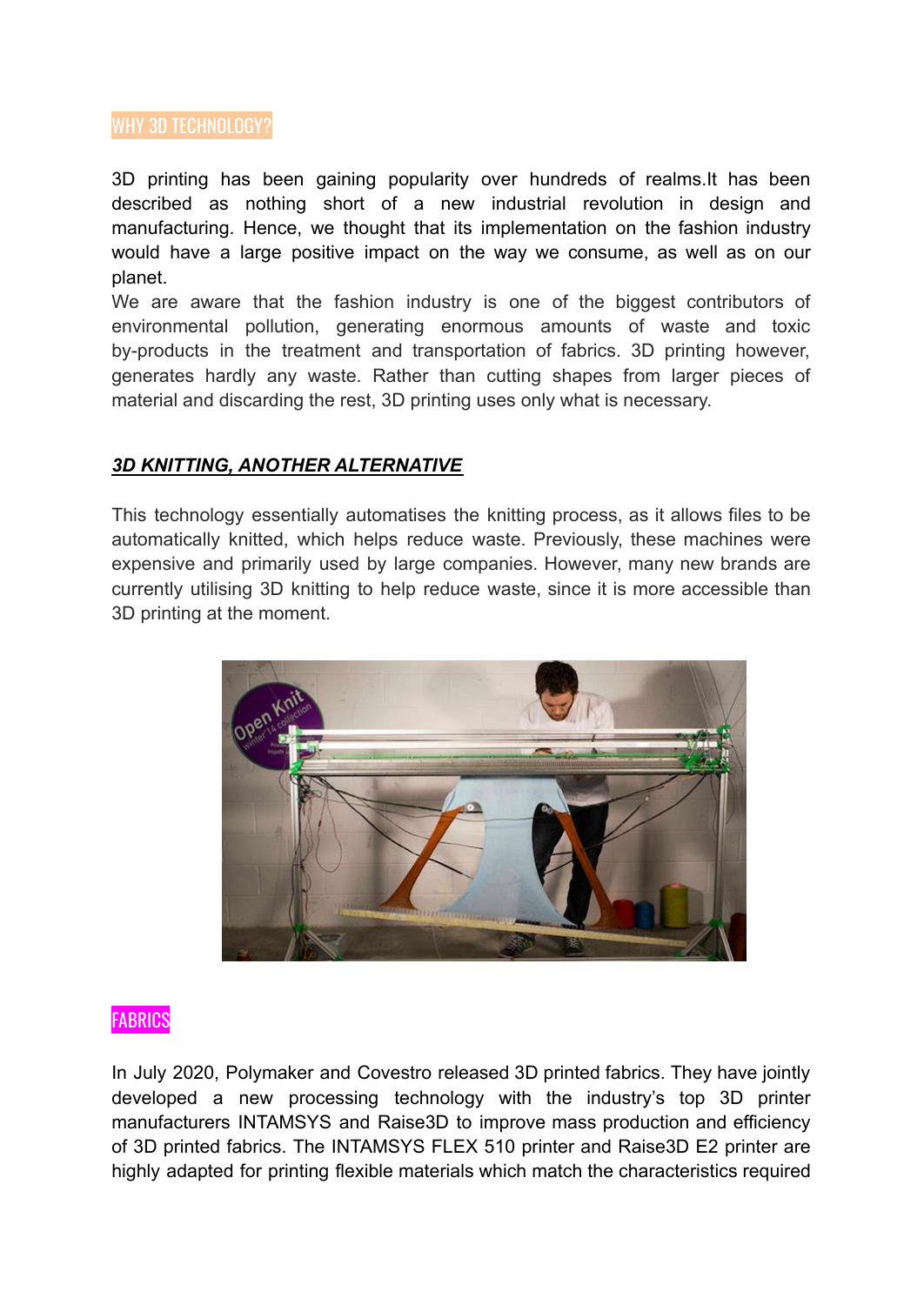## WHY 3D TECHNOLOGY?

3D printing has been gaining popularity over hundreds of realms.It has been described as nothing short of a new industrial revolution in design and manufacturing. Hence, we thought that its implementation on the fashion industry would have a large positive impact on the way we consume, as well as on our planet.

We are aware that the fashion industry is one of the biggest contributors of environmental pollution, generating enormous amounts of waste and toxic by-products in the treatment and transportation of fabrics. 3D printing however, generates hardly any waste. Rather than cutting shapes from larger pieces of material and discarding the rest, 3D printing uses only what is necessary.

### ***3D KNITTING, ANOTHER ALTERNATIVE***

This technology essentially automatises the knitting process, as it allows files to be automatically knitted, which helps reduce waste. Previously, these machines were expensive and primarily used by large companies. However, many new brands are currently utilising 3D knitting to help reduce waste, since it is more accessible than 3D printing at the moment.

## FABRICS

In July 2020, Polymaker and Covestro released 3D printed fabrics. They have jointly developed a new processing technology with the industry's top 3D printer manufacturers INTAMSYS and Raise3D to improve mass production and efficiency of 3D printed fabrics. The INTAMSYS FLEX 510 printer and Raise3D E2 printer are highly adapted for printing flexible materials which match the characteristics required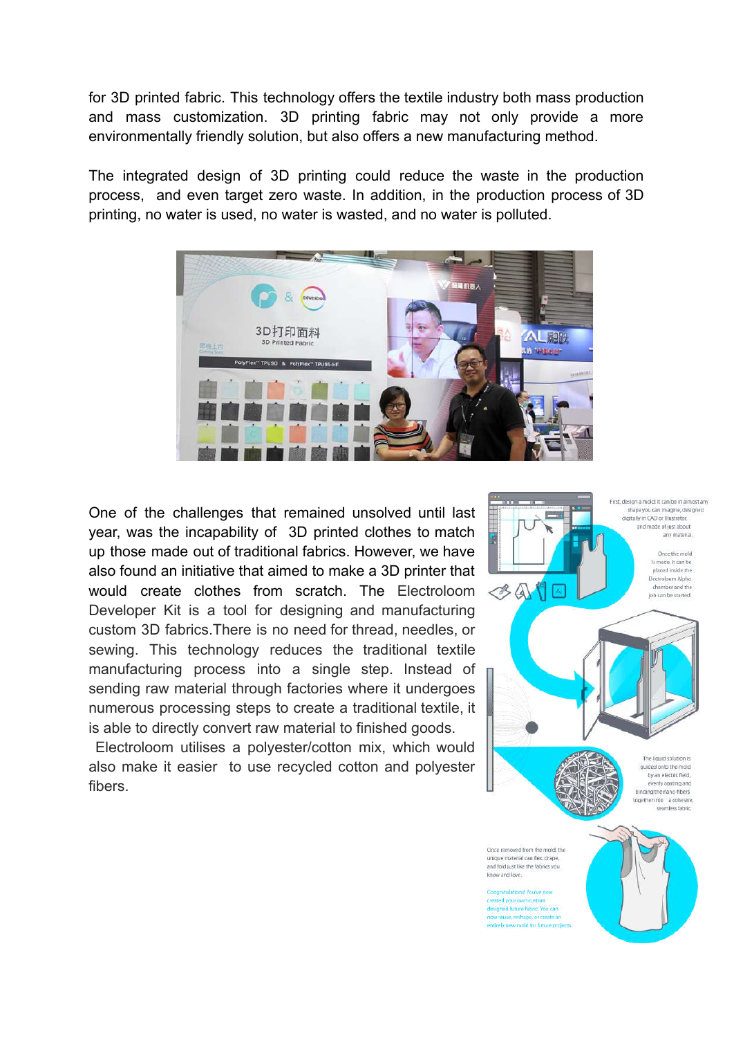for 3D printed fabric. This technology offers the textile industry both mass production and mass customization. 3D printing fabric may not only provide a more environmentally friendly solution, but also offers a new manufacturing method.

The integrated design of 3D printing could reduce the waste in the production process, and even target zero waste. In addition, in the production process of 3D printing, no water is used, no water is wasted, and no water is polluted.

One of the challenges that remained unsolved until last year, was the incapability of 3D printed clothes to match up those made out of traditional fabrics. However, we have also found an initiative that aimed to make a 3D printer that would create clothes from scratch. The Electroloom Developer Kit is a tool for designing and manufacturing custom 3D fabrics.There is no need for thread, needles, or sewing. This technology reduces the traditional textile manufacturing process into a single step. Instead of sending raw material through factories where it undergoes numerous processing steps to create a traditional textile, it is able to directly convert raw material to finished goods.

Electroloom utilises a polyester/cotton mix, which would also make it easier to use recycled cotton and polyester fibers.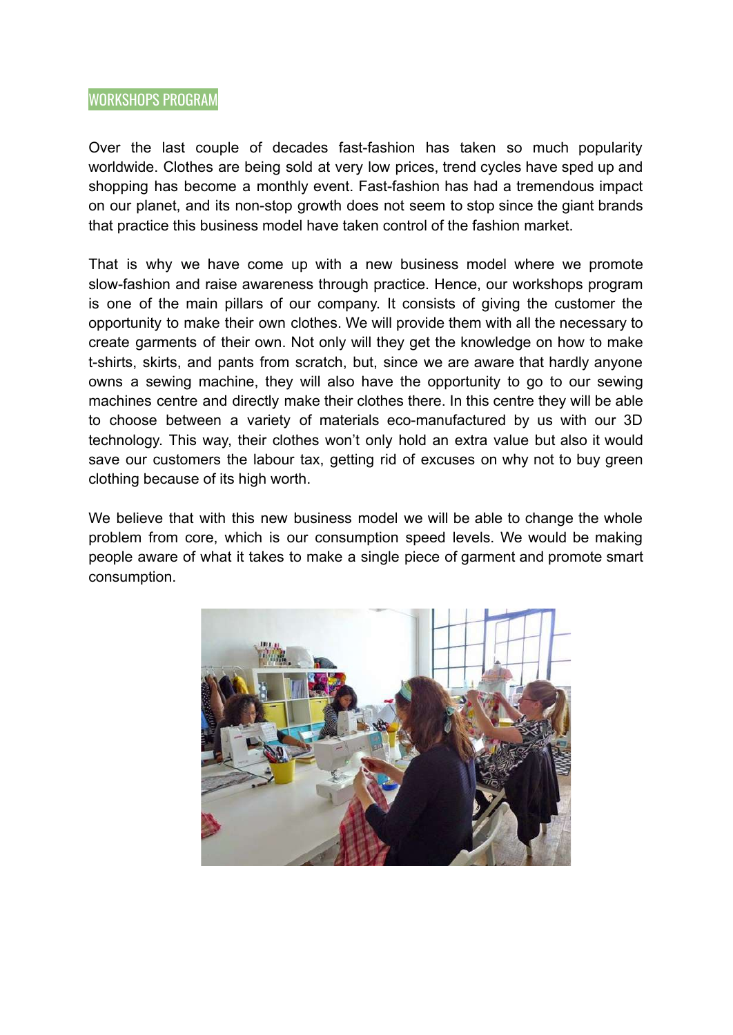## WORKSHOPS PROGRAM

Over the last couple of decades fast-fashion has taken so much popularity worldwide. Clothes are being sold at very low prices, trend cycles have sped up and shopping has become a monthly event. Fast-fashion has had a tremendous impact on our planet, and its non-stop growth does not seem to stop since the giant brands that practice this business model have taken control of the fashion market.

That is why we have come up with a new business model where we promote slow-fashion and raise awareness through practice. Hence, our workshops program is one of the main pillars of our company. It consists of giving the customer the opportunity to make their own clothes. We will provide them with all the necessary to create garments of their own. Not only will they get the knowledge on how to make t-shirts, skirts, and pants from scratch, but, since we are aware that hardly anyone owns a sewing machine, they will also have the opportunity to go to our sewing machines centre and directly make their clothes there. In this centre they will be able to choose between a variety of materials eco-manufactured by us with our 3D technology. This way, their clothes won't only hold an extra value but also it would save our customers the labour tax, getting rid of excuses on why not to buy green clothing because of its high worth.

We believe that with this new business model we will be able to change the whole problem from core, which is our consumption speed levels. We would be making people aware of what it takes to make a single piece of garment and promote smart consumption.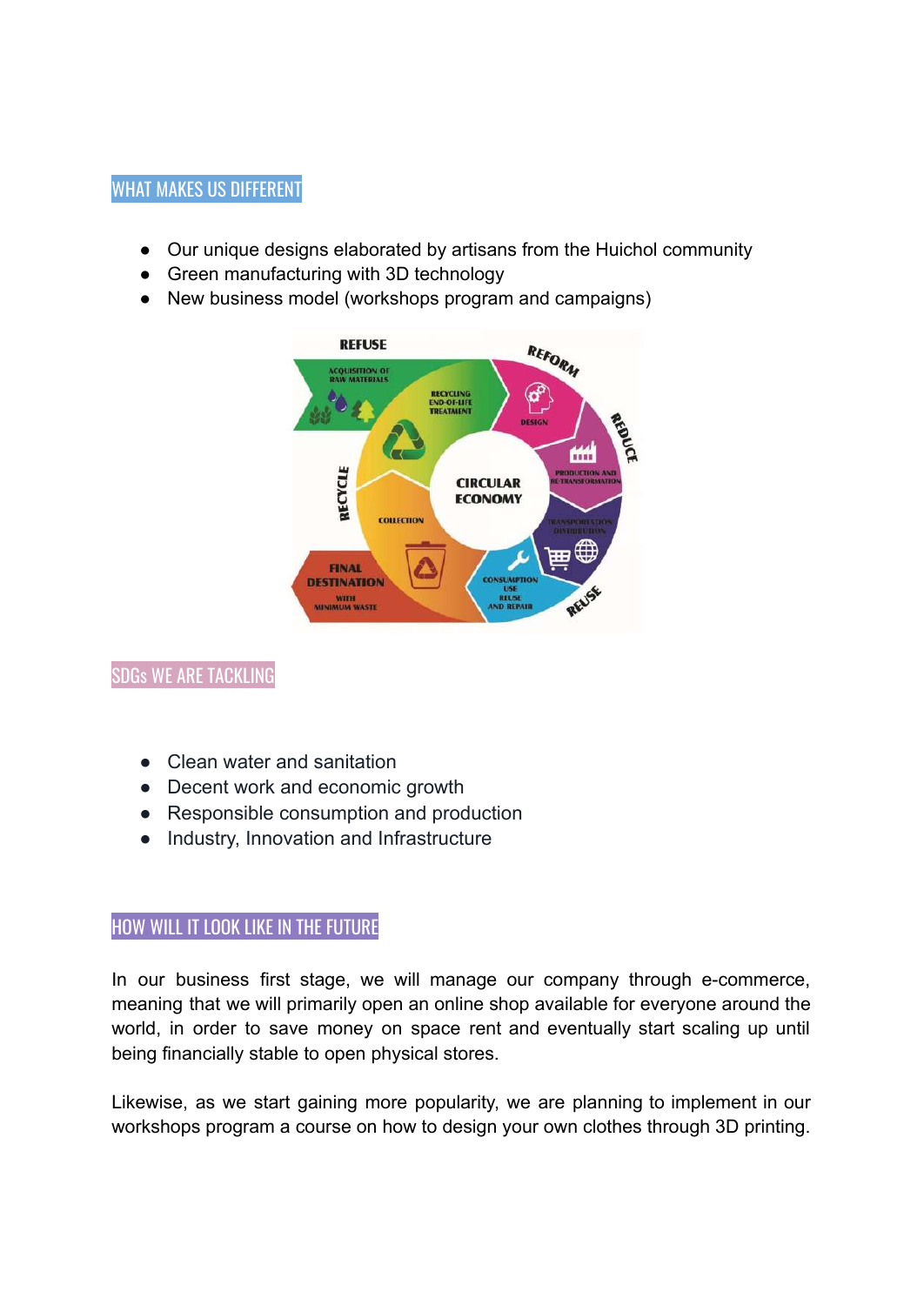## WHAT MAKES US DIFFERENT

- Our unique designs elaborated by artisans from the Huichol community
- Green manufacturing with 3D technology
- New business model (workshops program and campaigns)

## SDGs WE ARE TACKLING

- Clean water and sanitation
- Decent work and economic growth
- Responsible consumption and production
- Industry, Innovation and Infrastructure

## HOW WILL IT LOOK LIKE IN THE FUTURE

In our business first stage, we will manage our company through e-commerce, meaning that we will primarily open an online shop available for everyone around the world, in order to save money on space rent and eventually start scaling up until being financially stable to open physical stores.

Likewise, as we start gaining more popularity, we are planning to implement in our workshops program a course on how to design your own clothes through 3D printing.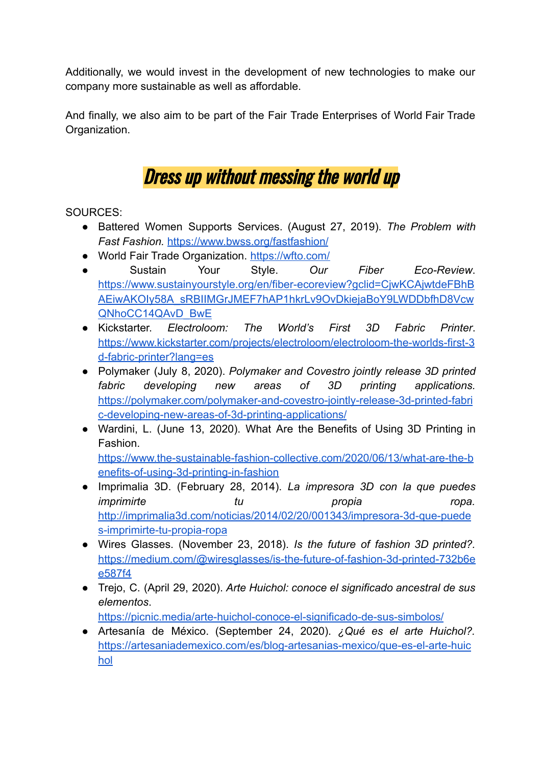Additionally, we would invest in the development of new technologies to make our company more sustainable as well as affordable.

And finally, we also aim to be part of the Fair Trade Enterprises of World Fair Trade Organization.

## ***Dress up without messing the world up***

SOURCES:

- Battered Women Supports Services. (August 27, 2019). *The Problem with Fast Fashion.* https://www.bwss.org/fastfashion/
- World Fair Trade Organization. https://wfto.com/
- Sustain Your Style. *Our Fiber Eco-Review*. https://www.sustainyourstyle.org/en/fiber-ecoreview?gclid=CjwKCAjwtdeFBhBAEiwAKOIy58A_sRBIIMGrJMEF7hAP1hkrLv9OvDkiejaBoY9LWDDbfhD8VcwQNhoCC14QAvD_BwE
- Kickstarter. *Electroloom: The World's First 3D Fabric Printer*. https://www.kickstarter.com/projects/electroloom/electroloom-the-worlds-first-3d-fabric-printer?lang=es
- Polymaker (July 8, 2020). *Polymaker and Covestro jointly release 3D printed fabric developing new areas of 3D printing applications.* https://polymaker.com/polymaker-and-covestro-jointly-release-3d-printed-fabric-developing-new-areas-of-3d-printing-applications/
- Wardini, L. (June 13, 2020). What Are the Benefits of Using 3D Printing in Fashion. https://www.the-sustainable-fashion-collective.com/2020/06/13/what-are-the-benefits-of-using-3d-printing-in-fashion
- Imprimalia 3D. (February 28, 2014). *La impresora 3D con la que puedes imprimirte tu propia ropa.* http://imprimalia3d.com/noticias/2014/02/20/001343/impresora-3d-que-puedes-imprimirte-tu-propia-ropa
- Wires Glasses. (November 23, 2018). *Is the future of fashion 3D printed?.* https://medium.com/@wiresglasses/is-the-future-of-fashion-3d-printed-732b6ee587f4
- Trejo, C. (April 29, 2020). *Arte Huichol: conoce el significado ancestral de sus elementos*. https://picnic.media/arte-huichol-conoce-el-significado-de-sus-simbolos/
- Artesanía de México. (September 24, 2020). *¿Qué es el arte Huichol?.* https://artesaniademexico.com/es/blog-artesanias-mexico/que-es-el-arte-huichol